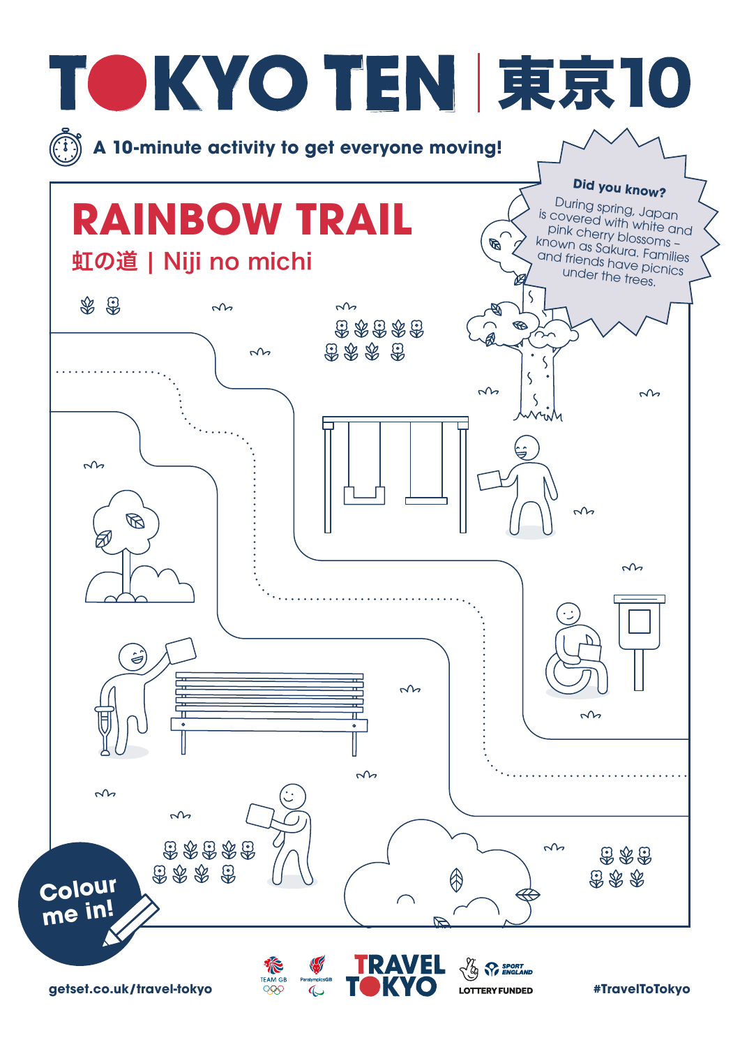# TOKYO TEN | 東京10

A 10-minute activity to get everyone moving!

## RAINBOW TRAIL

虹の道 | Niji no michi

**Did you know?**

During spring, Japan is covered with white and pink cherry blossoms – known as Sakura. Families and friends have picnics under the trees.

**Colour me in!**

getset.co.uk/travel-tokyo

TRAVEL TOKYO

LOTTERY FUNDED

#TravelToTokyo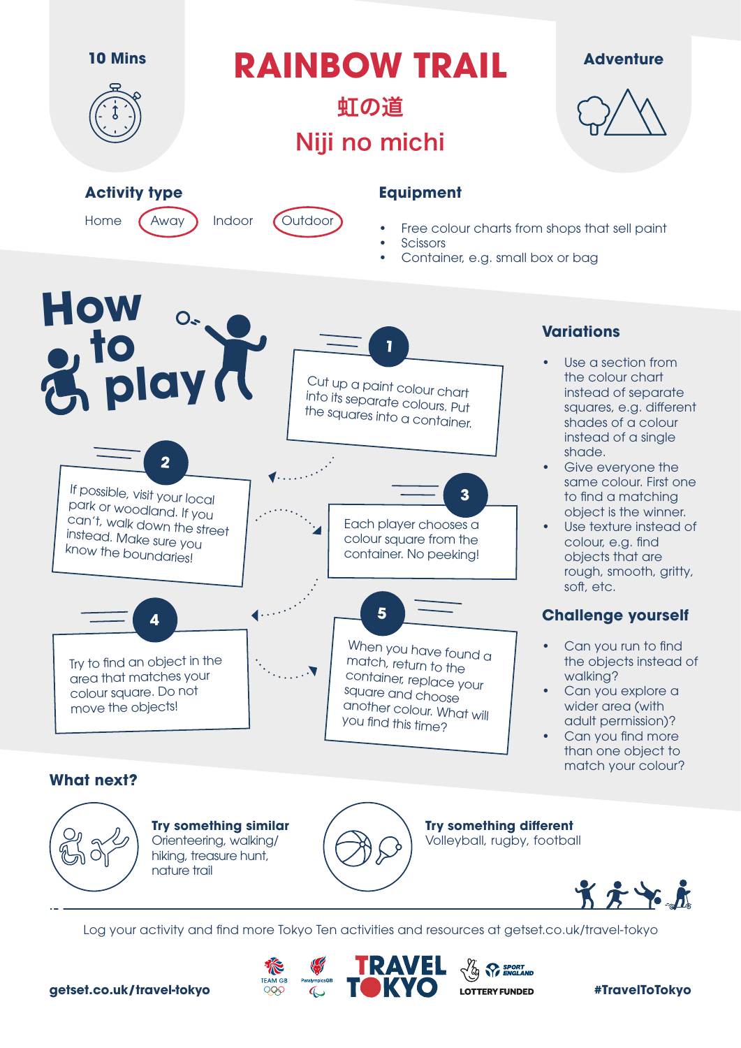10 Mins

# RAINBOW TRAIL

## 虹の道

## Niji no michi

Adventure

### Activity type

Home Away Indoor Outdoor

### Equipment

- Free colour charts from shops that sell paint
- Scissors
- Container, e.g. small box or bag

## How to play

**1** Cut up a paint colour chart into its separate colours. Put the squares into a container.

**2** If possible, visit your local park or woodland. If you can't, walk down the street instead. Make sure you know the boundaries!

**3** Each player chooses a colour square from the container. No peeking!

**4** Try to find an object in the area that matches your colour square. Do not move the objects!

**5** When you have found a match, return to the container, replace your square and choose another colour. What will you find this time?

### Variations

- Use a section from the colour chart instead of separate squares, e.g. different shades of a colour instead of a single shade.
- Give everyone the same colour. First one to find a matching object is the winner.
- Use texture instead of colour, e.g. find objects that are rough, smooth, gritty, soft, etc.

### Challenge yourself

- Can you run to find the objects instead of walking?
- Can you explore a wider area (with adult permission)?
- Can you find more than one object to match your colour?

### What next?

**Try something similar**
Orienteering, walking/ hiking, treasure hunt, nature trail

**Try something different**
Volleyball, rugby, football

Log your activity and find more Tokyo Ten activities and resources at getset.co.uk/travel-tokyo

getset.co.uk/travel-tokyo

TRAVEL TOKYO

LOTTERY FUNDED

#TravelToTokyo